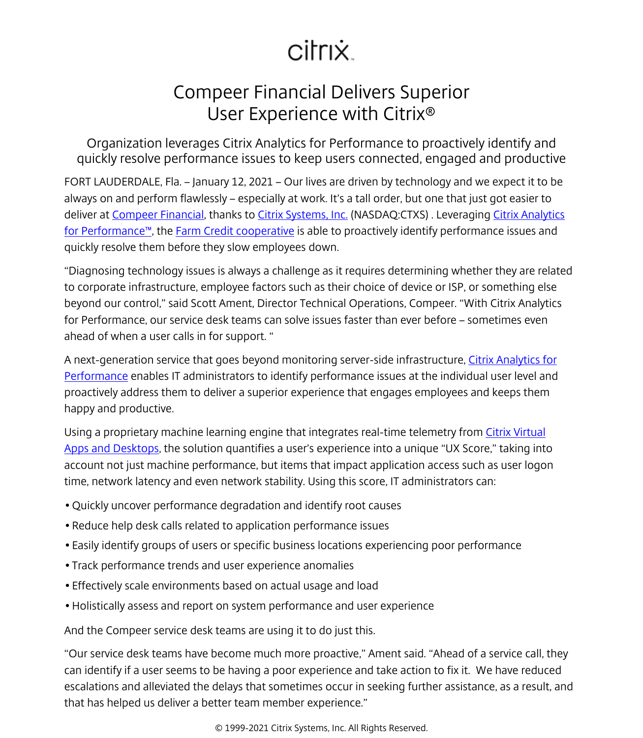citrix

# Compeer Financial Delivers Superior User Experience with Citrix®

## Organization leverages Citrix Analytics for Performance to proactively identify and quickly resolve performance issues to keep users connected, engaged and productive

FORT LAUDERDALE, Fla. – January 12, 2021 – Our lives are driven by technology and we expect it to be always on and perform flawlessly – especially at work. It's a tall order, but one that just got easier to deliver at Compeer Financial, thanks to Citrix Systems, Inc. (NASDAQ:CTXS) . Leveraging Citrix Analytics for Performance™, the Farm Credit cooperative is able to proactively identify performance issues and quickly resolve them before they slow employees down.

"Diagnosing technology issues is always a challenge as it requires determining whether they are related to corporate infrastructure, employee factors such as their choice of device or ISP, or something else beyond our control," said Scott Ament, Director Technical Operations, Compeer. "With Citrix Analytics for Performance, our service desk teams can solve issues faster than ever before – sometimes even ahead of when a user calls in for support. "

A next-generation service that goes beyond monitoring server-side infrastructure, Citrix Analytics for Performance enables IT administrators to identify performance issues at the individual user level and proactively address them to deliver a superior experience that engages employees and keeps them happy and productive.

Using a proprietary machine learning engine that integrates real-time telemetry from Citrix Virtual Apps and Desktops, the solution quantifies a user's experience into a unique "UX Score," taking into account not just machine performance, but items that impact application access such as user logon time, network latency and even network stability. Using this score, IT administrators can:

- Quickly uncover performance degradation and identify root causes
- Reduce help desk calls related to application performance issues
- Easily identify groups of users or specific business locations experiencing poor performance
- Track performance trends and user experience anomalies
- Effectively scale environments based on actual usage and load
- Holistically assess and report on system performance and user experience

And the Compeer service desk teams are using it to do just this.

"Our service desk teams have become much more proactive," Ament said. "Ahead of a service call, they can identify if a user seems to be having a poor experience and take action to fix it. We have reduced escalations and alleviated the delays that sometimes occur in seeking further assistance, as a result, and that has helped us deliver a better team member experience."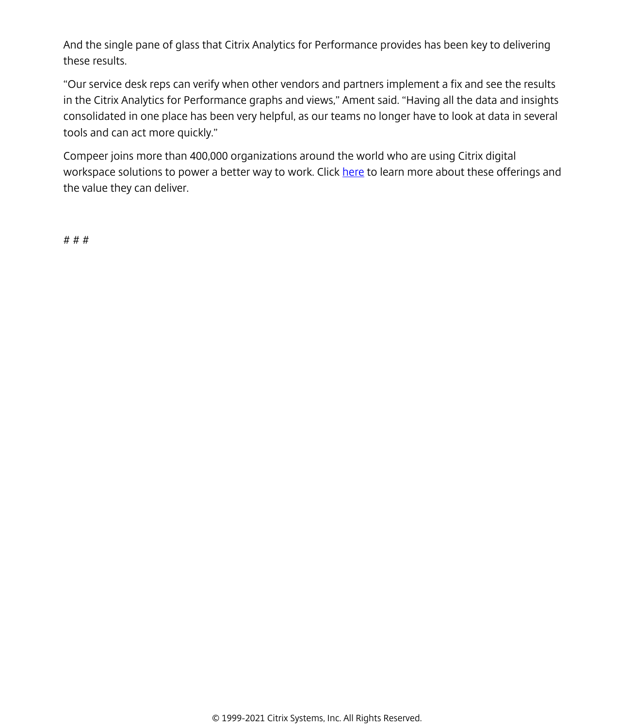And the single pane of glass that Citrix Analytics for Performance provides has been key to delivering these results.

“Our service desk reps can verify when other vendors and partners implement a fix and see the results in the Citrix Analytics for Performance graphs and views,” Ament said. “Having all the data and insights consolidated in one place has been very helpful, as our teams no longer have to look at data in several tools and can act more quickly.”

Compeer joins more than 400,000 organizations around the world who are using Citrix digital workspace solutions to power a better way to work. Click here to learn more about these offerings and the value they can deliver.

# # #

© 1999-2021 Citrix Systems, Inc. All Rights Reserved.